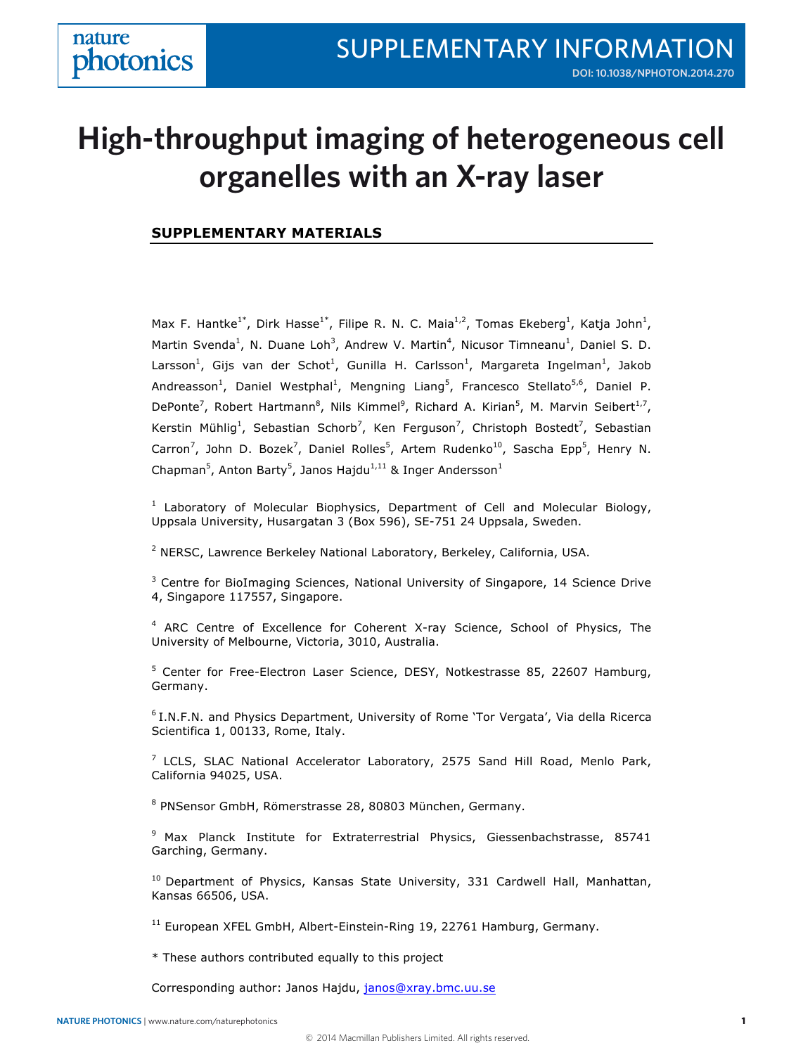# High-throughput imaging of heterogeneous cell organelles with an X-ray laser

## SUPPLEMENTARY MATERIALS

Max F. Hantke[1*], Dirk Hasse[1*], Filipe R. N. C. Maia[1,2], Tomas Ekeberg[1], Katja John[1], Martin Svenda[1], N. Duane Loh[3], Andrew V. Martin[4], Nicusor Timneanu[1], Daniel S. D. Larsson[1], Gijs van der Schot[1], Gunilla H. Carlsson[1], Margareta Ingelman[1], Jakob Andreasson[1], Daniel Westphal[1], Mengning Liang[5], Francesco Stellato[5,6], Daniel P. DePonte[7], Robert Hartmann[8], Nils Kimmel[9], Richard A. Kirian[5], M. Marvin Seibert[1,7], Kerstin Mühlig[1], Sebastian Schorb[7], Ken Ferguson[7], Christoph Bostedt[7], Sebastian Carron[7], John D. Bozek[7], Daniel Rolles[5], Artem Rudenko[10], Sascha Epp[5], Henry N. Chapman[5], Anton Barty[5], Janos Hajdu[1,11] & Inger Andersson[1]

[1] Laboratory of Molecular Biophysics, Department of Cell and Molecular Biology, Uppsala University, Husargatan 3 (Box 596), SE-751 24 Uppsala, Sweden.

[2] NERSC, Lawrence Berkeley National Laboratory, Berkeley, California, USA.

[3] Centre for BioImaging Sciences, National University of Singapore, 14 Science Drive 4, Singapore 117557, Singapore.

[4] ARC Centre of Excellence for Coherent X-ray Science, School of Physics, The University of Melbourne, Victoria, 3010, Australia.

[5] Center for Free-Electron Laser Science, DESY, Notkestrasse 85, 22607 Hamburg, Germany.

[6] I.N.F.N. and Physics Department, University of Rome 'Tor Vergata', Via della Ricerca Scientifica 1, 00133, Rome, Italy.

[7] LCLS, SLAC National Accelerator Laboratory, 2575 Sand Hill Road, Menlo Park, California 94025, USA.

[8] PNSensor GmbH, Römerstrasse 28, 80803 München, Germany.

[9] Max Planck Institute for Extraterrestrial Physics, Giessenbachstrasse, 85741 Garching, Germany.

[10] Department of Physics, Kansas State University, 331 Cardwell Hall, Manhattan, Kansas 66506, USA.

[11] European XFEL GmbH, Albert-Einstein-Ring 19, 22761 Hamburg, Germany.

* These authors contributed equally to this project

Corresponding author: Janos Hajdu, janos@xray.bmc.uu.se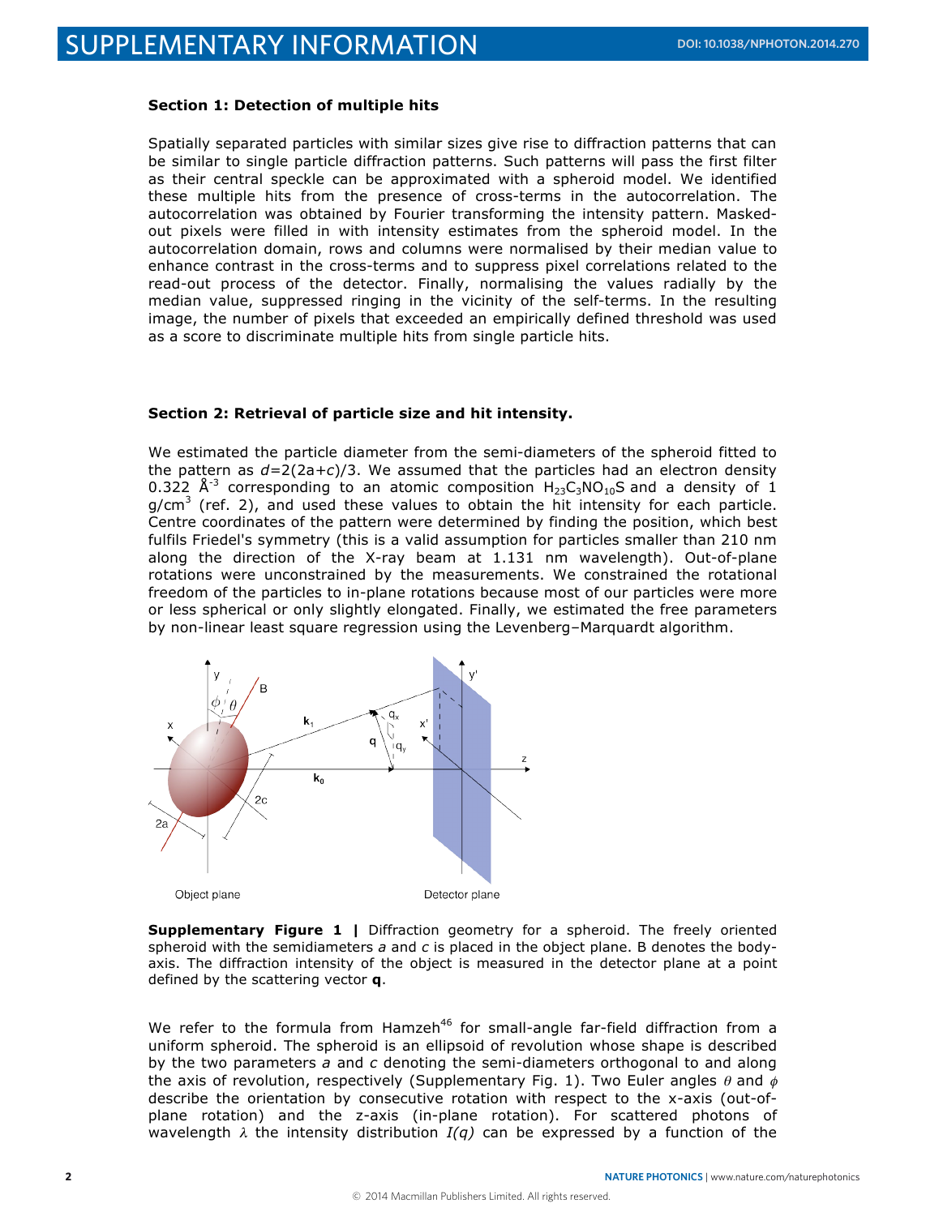**Section 1: Detection of multiple hits**

Spatially separated particles with similar sizes give rise to diffraction patterns that can be similar to single particle diffraction patterns. Such patterns will pass the first filter as their central speckle can be approximated with a spheroid model. We identified these multiple hits from the presence of cross-terms in the autocorrelation. The autocorrelation was obtained by Fourier transforming the intensity pattern. Masked-out pixels were filled in with intensity estimates from the spheroid model. In the autocorrelation domain, rows and columns were normalised by their median value to enhance contrast in the cross-terms and to suppress pixel correlations related to the read-out process of the detector. Finally, normalising the values radially by the median value, suppressed ringing in the vicinity of the self-terms. In the resulting image, the number of pixels that exceeded an empirically defined threshold was used as a score to discriminate multiple hits from single particle hits.

**Section 2: Retrieval of particle size and hit intensity.**

We estimated the particle diameter from the semi-diameters of the spheroid fitted to the pattern as $d$=2(2a+$c$)/3. We assumed that the particles had an electron density 0.322 Å$^{-3}$ corresponding to an atomic composition $H_{23}C_3NO_{10}S$ and a density of 1 g/cm$^3$ (ref. 2), and used these values to obtain the hit intensity for each particle. Centre coordinates of the pattern were determined by finding the position, which best fulfils Friedel's symmetry (this is a valid assumption for particles smaller than 210 nm along the direction of the X-ray beam at 1.131 nm wavelength). Out-of-plane rotations were unconstrained by the measurements. We constrained the rotational freedom of the particles to in-plane rotations because most of our particles were more or less spherical or only slightly elongated. Finally, we estimated the free parameters by non-linear least square regression using the Levenberg–Marquardt algorithm.

**Supplementary Figure 1 |** Diffraction geometry for a spheroid. The freely oriented spheroid with the semidiameters $a$ and $c$ is placed in the object plane. B denotes the body-axis. The diffraction intensity of the object is measured in the detector plane at a point defined by the scattering vector $\mathbf{q}$.

We refer to the formula from Hamzeh[46] for small-angle far-field diffraction from a uniform spheroid. The spheroid is an ellipsoid of revolution whose shape is described by the two parameters $a$ and $c$ denoting the semi-diameters orthogonal to and along the axis of revolution, respectively (Supplementary Fig. 1). Two Euler angles $\theta$ and $\phi$ describe the orientation by consecutive rotation with respect to the x-axis (out-of-plane rotation) and the z-axis (in-plane rotation). For scattered photons of wavelength $\lambda$ the intensity distribution $I(q)$ can be expressed by a function of the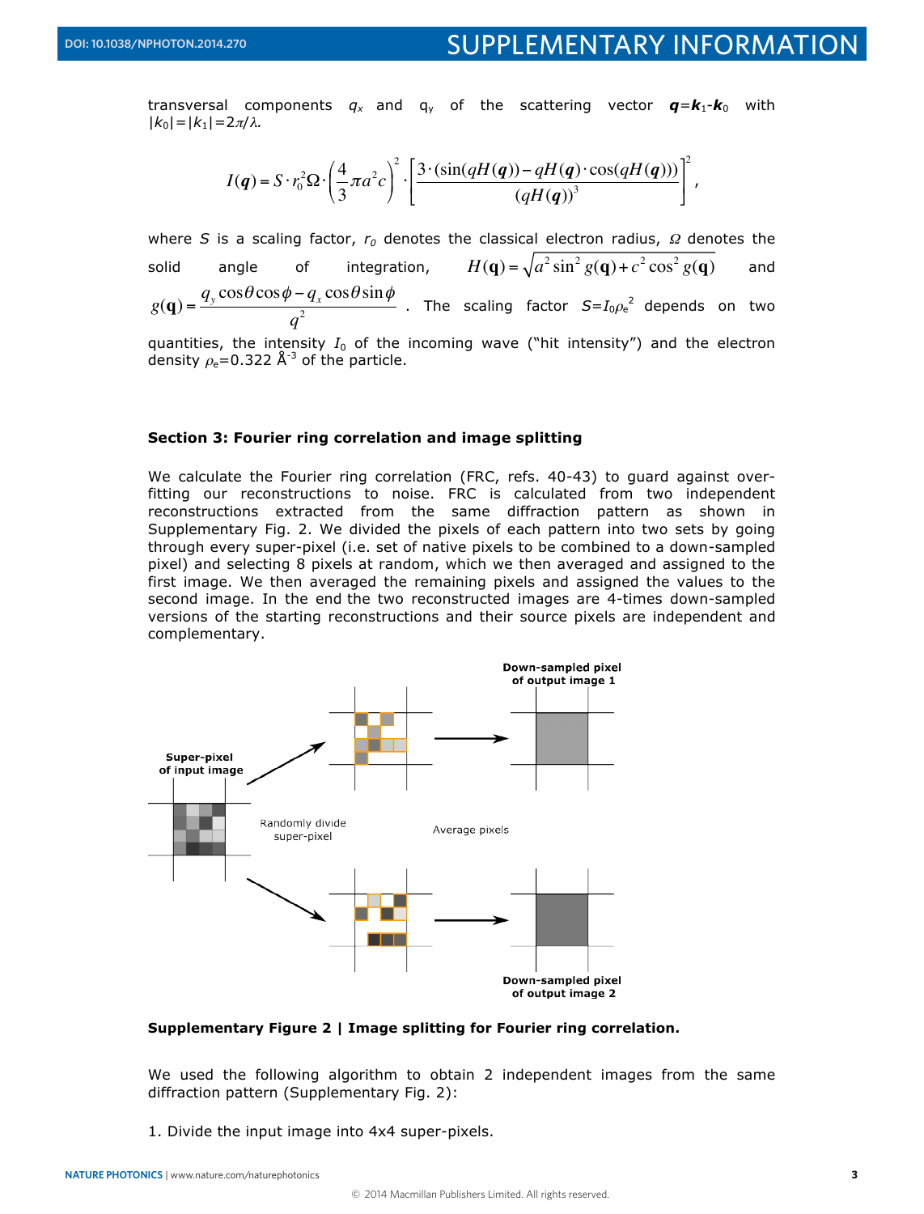transversal components $q_x$ and $q_y$ of the scattering vector $\boldsymbol{q}=\boldsymbol{k}_1-\boldsymbol{k}_0$ with $|k_0|=|k_1|=2\pi/\lambda$.

$$I(\boldsymbol{q}) = S \cdot r_0^2 \Omega \cdot \left(\frac{4}{3}\pi a^2 c\right)^2 \cdot \left[\frac{3\cdot(\sin(qH(\boldsymbol{q})) - qH(\boldsymbol{q})\cdot\cos(qH(\boldsymbol{q})))}{(qH(\boldsymbol{q}))^3}\right]^2,$$

where $S$ is a scaling factor, $r_0$ denotes the classical electron radius, $\Omega$ denotes the solid angle of integration, $H(\mathbf{q}) = \sqrt{a^2 \sin^2 g(\mathbf{q}) + c^2 \cos^2 g(\mathbf{q})}$ and $g(\mathbf{q}) = \dfrac{q_y \cos\theta\cos\phi - q_x \cos\theta\sin\phi}{q^2}$. The scaling factor $S=I_0\rho_e^2$ depends on two quantities, the intensity $I_0$ of the incoming wave ("hit intensity") and the electron density $\rho_e=0.322$ Å$^{-3}$ of the particle.

**Section 3: Fourier ring correlation and image splitting**

We calculate the Fourier ring correlation (FRC, refs. 40-43) to guard against over-fitting our reconstructions to noise. FRC is calculated from two independent reconstructions extracted from the same diffraction pattern as shown in Supplementary Fig. 2. We divided the pixels of each pattern into two sets by going through every super-pixel (i.e. set of native pixels to be combined to a down-sampled pixel) and selecting 8 pixels at random, which we then averaged and assigned to the first image. We then averaged the remaining pixels and assigned the values to the second image. In the end the two reconstructed images are 4-times down-sampled versions of the starting reconstructions and their source pixels are independent and complementary.

**Supplementary Figure 2 | Image splitting for Fourier ring correlation.**

We used the following algorithm to obtain 2 independent images from the same diffraction pattern (Supplementary Fig. 2):

1. Divide the input image into 4x4 super-pixels.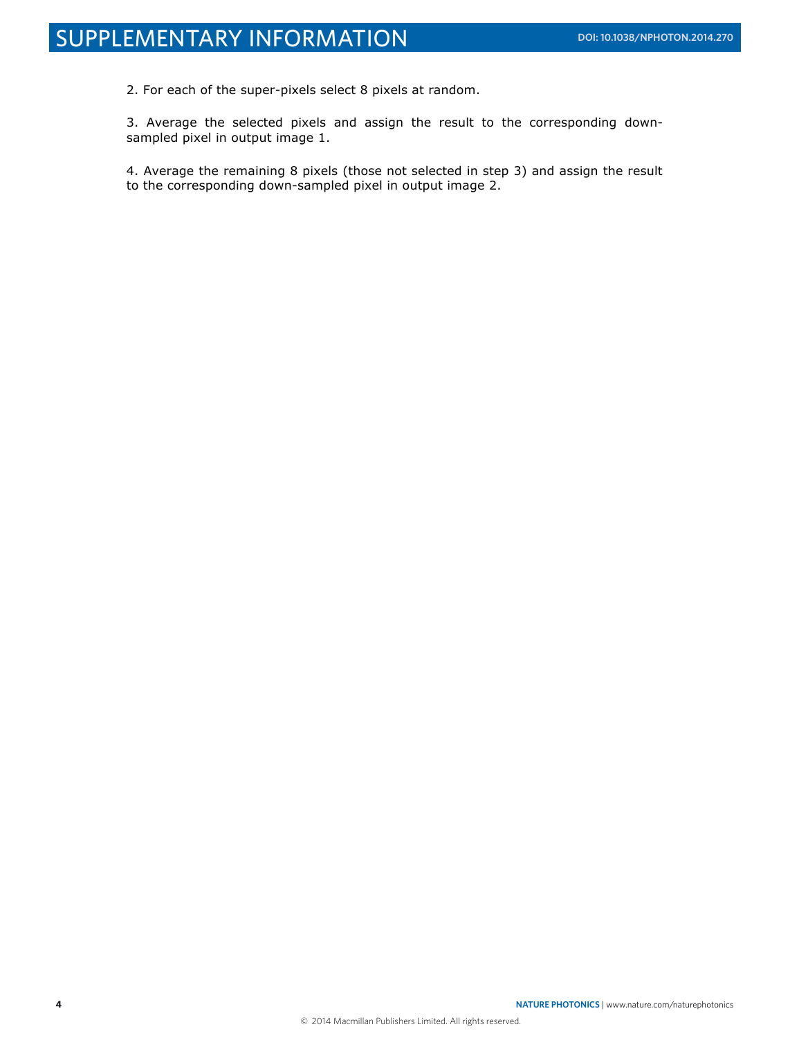2. For each of the super-pixels select 8 pixels at random.

3. Average the selected pixels and assign the result to the corresponding down-sampled pixel in output image 1.

4. Average the remaining 8 pixels (those not selected in step 3) and assign the result to the corresponding down-sampled pixel in output image 2.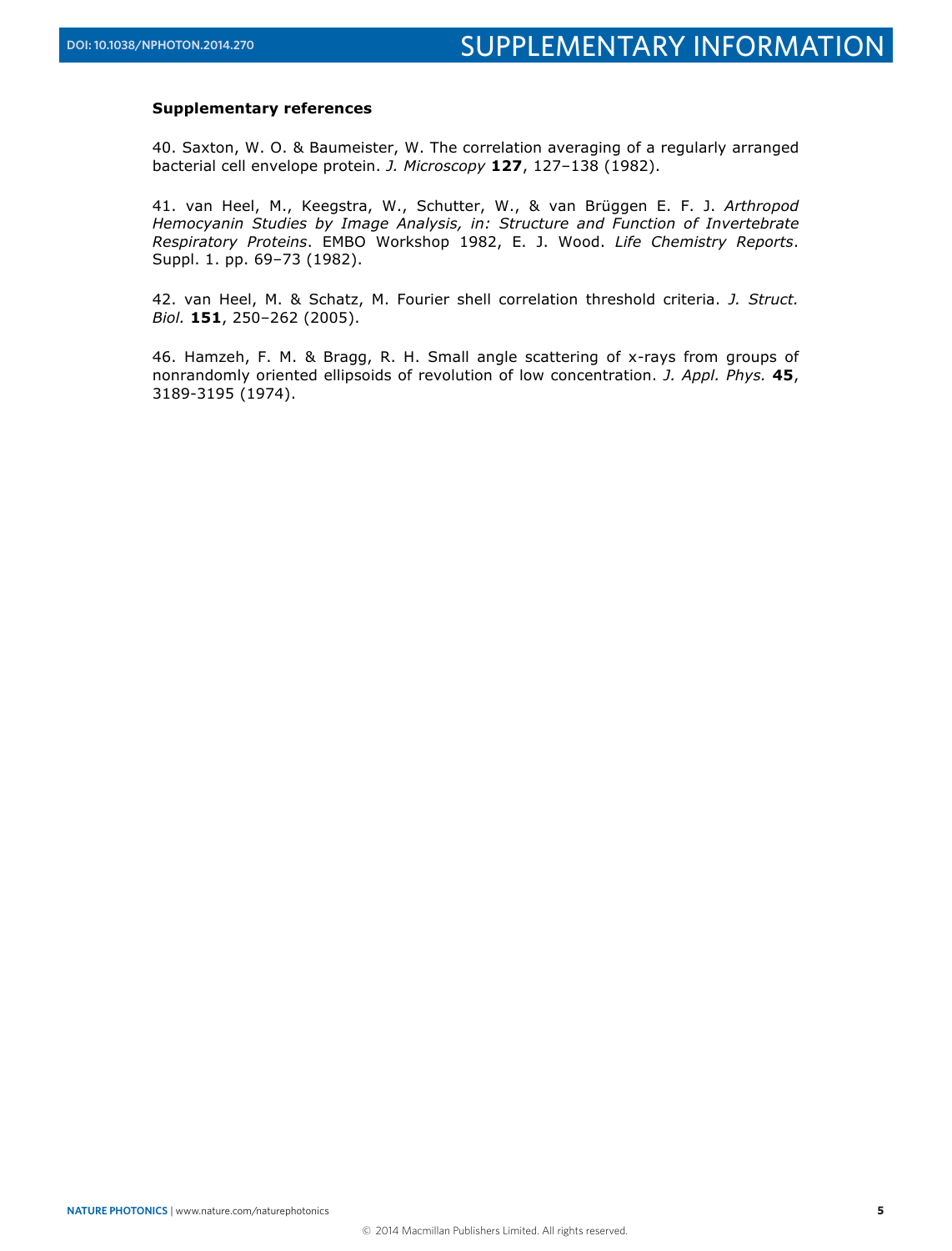**Supplementary references**

40. Saxton, W. O. & Baumeister, W. The correlation averaging of a regularly arranged bacterial cell envelope protein. *J. Microscopy* **127**, 127–138 (1982).

41. van Heel, M., Keegstra, W., Schutter, W., & van Brüggen E. F. J. *Arthropod Hemocyanin Studies by Image Analysis, in: Structure and Function of Invertebrate Respiratory Proteins*. EMBO Workshop 1982, E. J. Wood. *Life Chemistry Reports*. Suppl. 1. pp. 69–73 (1982).

42. van Heel, M. & Schatz, M. Fourier shell correlation threshold criteria. *J. Struct. Biol.* **151**, 250–262 (2005).

46. Hamzeh, F. M. & Bragg, R. H. Small angle scattering of x-rays from groups of nonrandomly oriented ellipsoids of revolution of low concentration. *J. Appl. Phys.* **45**, 3189-3195 (1974).